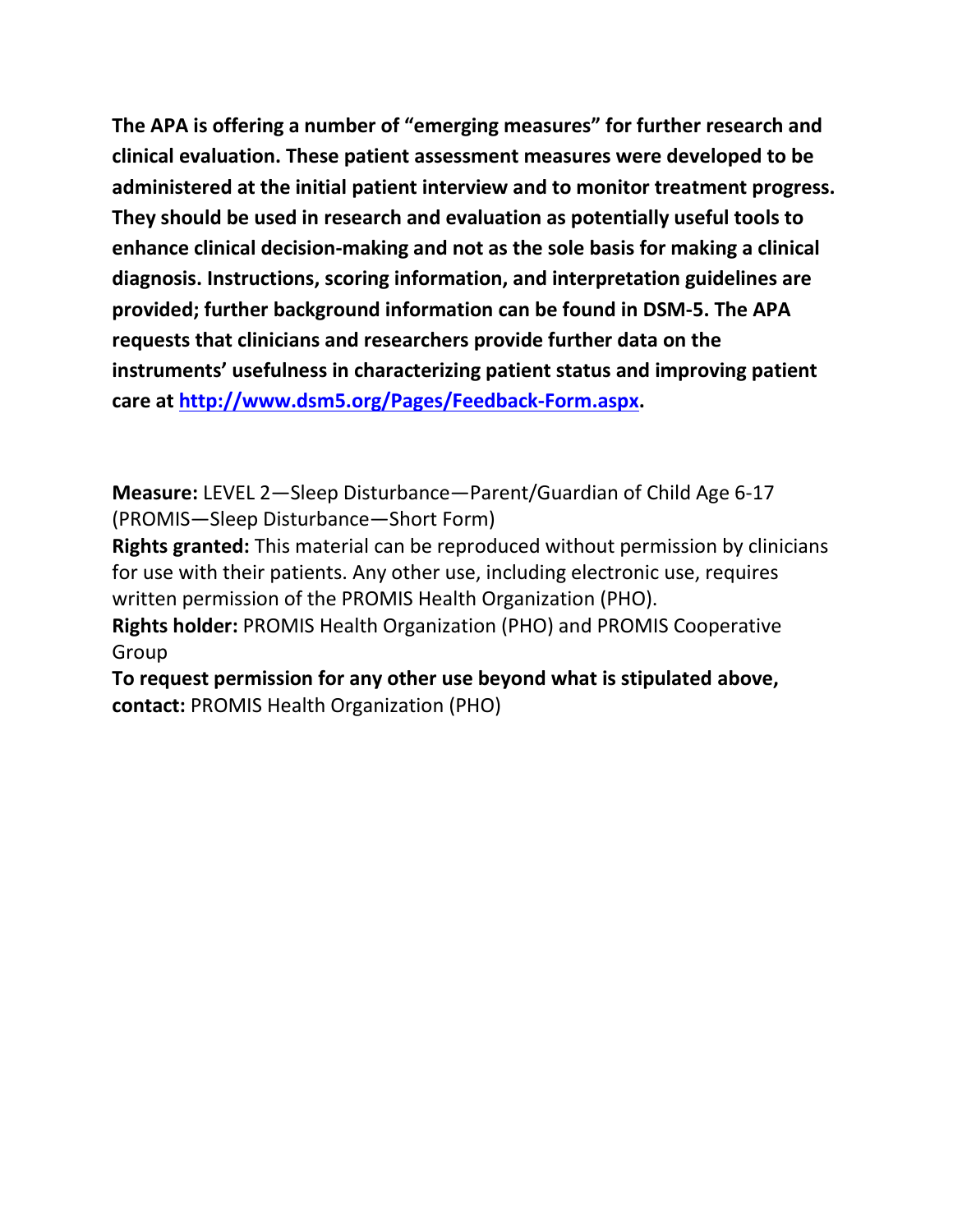**The APA is offering a number of "emerging measures" for further research and clinical evaluation. These patient assessment measures were developed to be administered at the initial patient interview and to monitor treatment progress. They should be used in research and evaluation as potentially useful tools to enhance clinical decision-making and not as the sole basis for making a clinical diagnosis. Instructions, scoring information, and interpretation guidelines are provided; further background information can be found in DSM-5. The APA requests that clinicians and researchers provide further data on the instruments' usefulness in characterizing patient status and improving patient care at [http://www.dsm5.org/Pages/Feedback-Form.aspx](http://www.dsm5.org/Pages/Feedback-Form.aspx).**

**Measure:** LEVEL 2—Sleep Disturbance—Parent/Guardian of Child Age 6-17 (PROMIS—Sleep Disturbance—Short Form)

**Rights granted:** This material can be reproduced without permission by clinicians for use with their patients. Any other use, including electronic use, requires written permission of the PROMIS Health Organization (PHO).

**Rights holder:** PROMIS Health Organization (PHO) and PROMIS Cooperative Group

**To request permission for any other use beyond what is stipulated above, contact:** PROMIS Health Organization (PHO)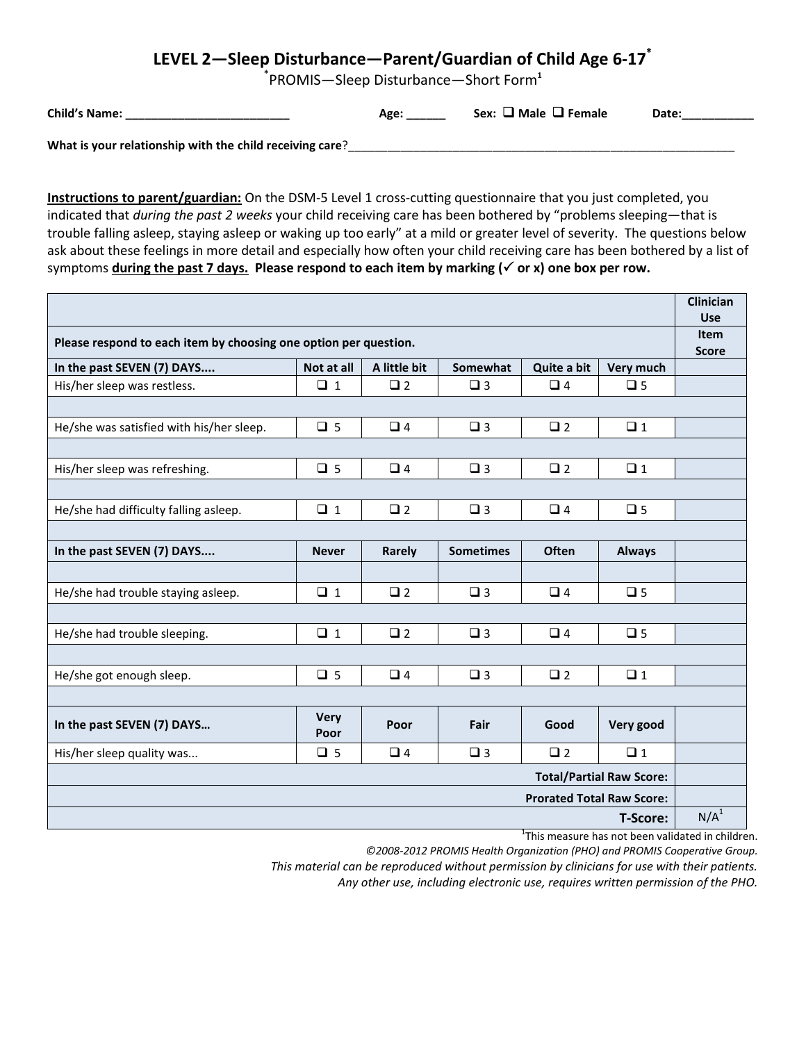# LEVEL 2—Sleep Disturbance—Parent/Guardian of Child Age 6-17*

*PROMIS—Sleep Disturbance—Short Form[1]

**Child's Name:** ___________________________ **Age:** ______ **Sex:** ❑ **Male** ❑ **Female** **Date:**___________

**What is your relationship with the child receiving care**?_______________________________________________________________

**Instructions to parent/guardian:** On the DSM-5 Level 1 cross-cutting questionnaire that you just completed, you indicated that *during the past 2 weeks* your child receiving care has been bothered by "problems sleeping—that is trouble falling asleep, staying asleep or waking up too early" at a mild or greater level of severity. The questions below ask about these feelings in more detail and especially how often your child receiving care has been bothered by a list of symptoms **during the past 7 days. Please respond to each item by marking (✓ or x) one box per row.**

| | | | | | | Clinician Use |
|---|---|---|---|---|---|---|
| **Please respond to each item by choosing one option per question.** | | | | | | **Item Score** |
| **In the past SEVEN (7) DAYS....** | **Not at all** | **A little bit** | **Somewhat** | **Quite a bit** | **Very much** | |
| His/her sleep was restless. | ❑ 1 | ❑ 2 | ❑ 3 | ❑ 4 | ❑ 5 | |
| He/she was satisfied with his/her sleep. | ❑ 5 | ❑ 4 | ❑ 3 | ❑ 2 | ❑ 1 | |
| His/her sleep was refreshing. | ❑ 5 | ❑ 4 | ❑ 3 | ❑ 2 | ❑ 1 | |
| He/she had difficulty falling asleep. | ❑ 1 | ❑ 2 | ❑ 3 | ❑ 4 | ❑ 5 | |
| **In the past SEVEN (7) DAYS....** | **Never** | **Rarely** | **Sometimes** | **Often** | **Always** | |
| He/she had trouble staying asleep. | ❑ 1 | ❑ 2 | ❑ 3 | ❑ 4 | ❑ 5 | |
| He/she had trouble sleeping. | ❑ 1 | ❑ 2 | ❑ 3 | ❑ 4 | ❑ 5 | |
| He/she got enough sleep. | ❑ 5 | ❑ 4 | ❑ 3 | ❑ 2 | ❑ 1 | |
| **In the past SEVEN (7) DAYS…** | **Very Poor** | **Poor** | **Fair** | **Good** | **Very good** | |
| His/her sleep quality was... | ❑ 5 | ❑ 4 | ❑ 3 | ❑ 2 | ❑ 1 | |
| | | | | | **Total/Partial Raw Score:** | |
| | | | | | **Prorated Total Raw Score:** | |
| | | | | | **T-Score:** | N/A[1] |

[1]This measure has not been validated in children.

*©2008-2012 PROMIS Health Organization (PHO) and PROMIS Cooperative Group.*
*This material can be reproduced without permission by clinicians for use with their patients.*
*Any other use, including electronic use, requires written permission of the PHO.*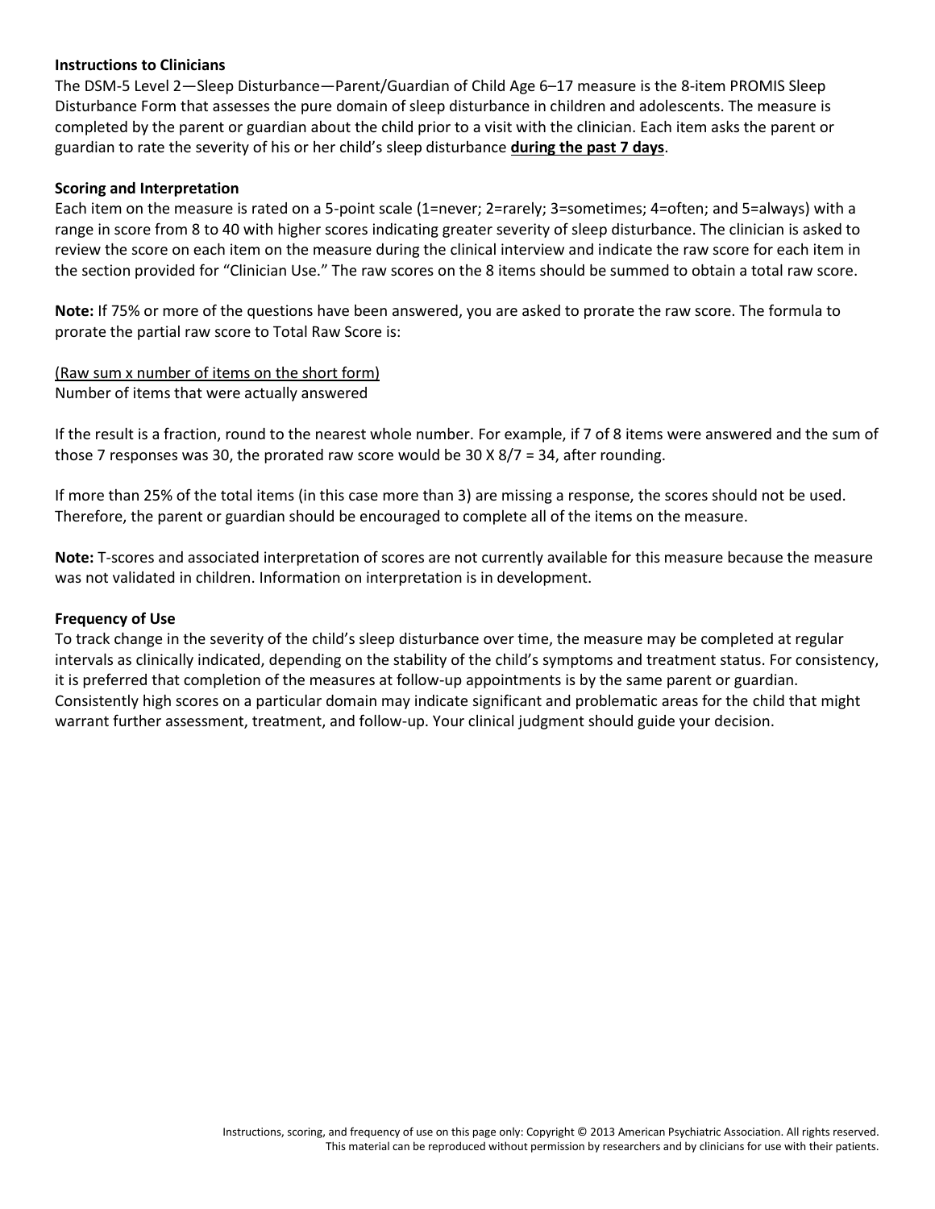**Instructions to Clinicians**

The DSM-5 Level 2—Sleep Disturbance—Parent/Guardian of Child Age 6–17 measure is the 8-item PROMIS Sleep Disturbance Form that assesses the pure domain of sleep disturbance in children and adolescents. The measure is completed by the parent or guardian about the child prior to a visit with the clinician. Each item asks the parent or guardian to rate the severity of his or her child's sleep disturbance **during the past 7 days**.

**Scoring and Interpretation**

Each item on the measure is rated on a 5-point scale (1=never; 2=rarely; 3=sometimes; 4=often; and 5=always) with a range in score from 8 to 40 with higher scores indicating greater severity of sleep disturbance. The clinician is asked to review the score on each item on the measure during the clinical interview and indicate the raw score for each item in the section provided for "Clinician Use." The raw scores on the 8 items should be summed to obtain a total raw score.

**Note:** If 75% or more of the questions have been answered, you are asked to prorate the raw score. The formula to prorate the partial raw score to Total Raw Score is:

$$\frac{\text{Raw sum x number of items on the short form}}{\text{Number of items that were actually answered}}$$

If the result is a fraction, round to the nearest whole number. For example, if 7 of 8 items were answered and the sum of those 7 responses was 30, the prorated raw score would be 30 X 8/7 = 34, after rounding.

If more than 25% of the total items (in this case more than 3) are missing a response, the scores should not be used. Therefore, the parent or guardian should be encouraged to complete all of the items on the measure.

**Note:** T-scores and associated interpretation of scores are not currently available for this measure because the measure was not validated in children. Information on interpretation is in development.

**Frequency of Use**

To track change in the severity of the child's sleep disturbance over time, the measure may be completed at regular intervals as clinically indicated, depending on the stability of the child's symptoms and treatment status. For consistency, it is preferred that completion of the measures at follow-up appointments is by the same parent or guardian. Consistently high scores on a particular domain may indicate significant and problematic areas for the child that might warrant further assessment, treatment, and follow-up. Your clinical judgment should guide your decision.

Instructions, scoring, and frequency of use on this page only: Copyright © 2013 American Psychiatric Association. All rights reserved. This material can be reproduced without permission by researchers and by clinicians for use with their patients.